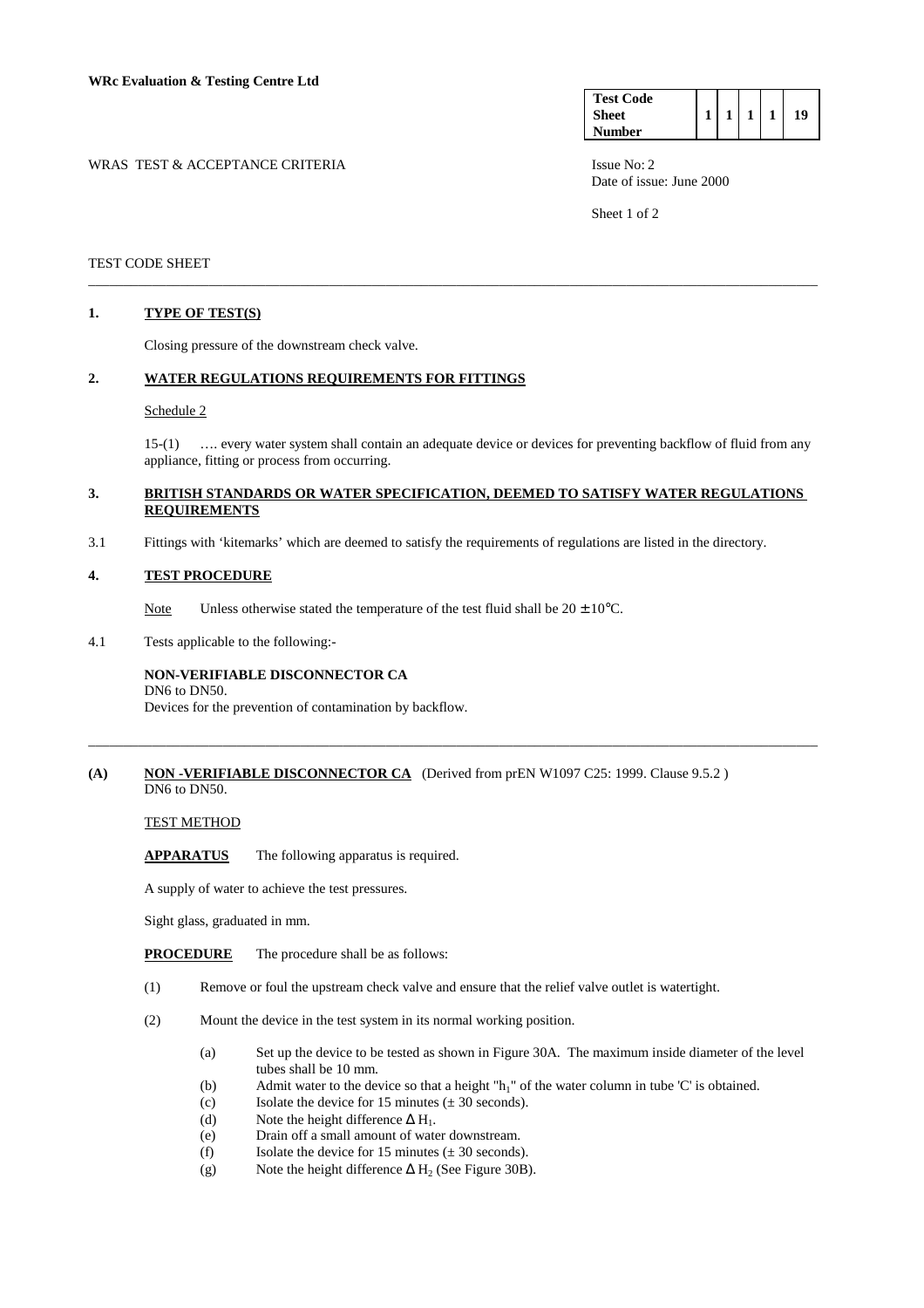**WRc Evaluation & Testing Centre Ltd**

| Test Code Sheet Number | 1 | 1 | 1 | 1 | 19 |
|---|---|---|---|---|---|

WRAS TEST & ACCEPTANCE CRITERIA

Issue No: 2
Date of issue: June 2000

TEST CODE SHEET

---

## 1. TYPE OF TEST(S)

Closing pressure of the downstream check valve.

## 2. WATER REGULATIONS REQUIREMENTS FOR FITTINGS

Schedule 2

15-(1) …. every water system shall contain an adequate device or devices for preventing backflow of fluid from any appliance, fitting or process from occurring.

## 3. BRITISH STANDARDS OR WATER SPECIFICATION, DEEMED TO SATISFY WATER REGULATIONS REQUIREMENTS

3.1 Fittings with 'kitemarks' which are deemed to satisfy the requirements of regulations are listed in the directory.

## 4. TEST PROCEDURE

Note Unless otherwise stated the temperature of the test fluid shall be $20 \pm 10°C$.

4.1 Tests applicable to the following:-

**NON-VERIFIABLE DISCONNECTOR CA**
DN6 to DN50.
Devices for the prevention of contamination by backflow.

---

**(A) NON -VERIFIABLE DISCONNECTOR CA** (Derived from prEN W1097 C25: 1999. Clause 9.5.2 )
DN6 to DN50.

TEST METHOD

**APPARATUS** The following apparatus is required.

A supply of water to achieve the test pressures.

Sight glass, graduated in mm.

**PROCEDURE** The procedure shall be as follows:

(1) Remove or foul the upstream check valve and ensure that the relief valve outlet is watertight.

(2) Mount the device in the test system in its normal working position.

   (a) Set up the device to be tested as shown in Figure 30A. The maximum inside diameter of the level tubes shall be 10 mm.
   (b) Admit water to the device so that a height "$h_1$" of the water column in tube 'C' is obtained.
   (c) Isolate the device for 15 minutes (± 30 seconds).
   (d) Note the height difference $\Delta H_1$.
   (e) Drain off a small amount of water downstream.
   (f) Isolate the device for 15 minutes (± 30 seconds).
   (g) Note the height difference $\Delta H_2$ (See Figure 30B).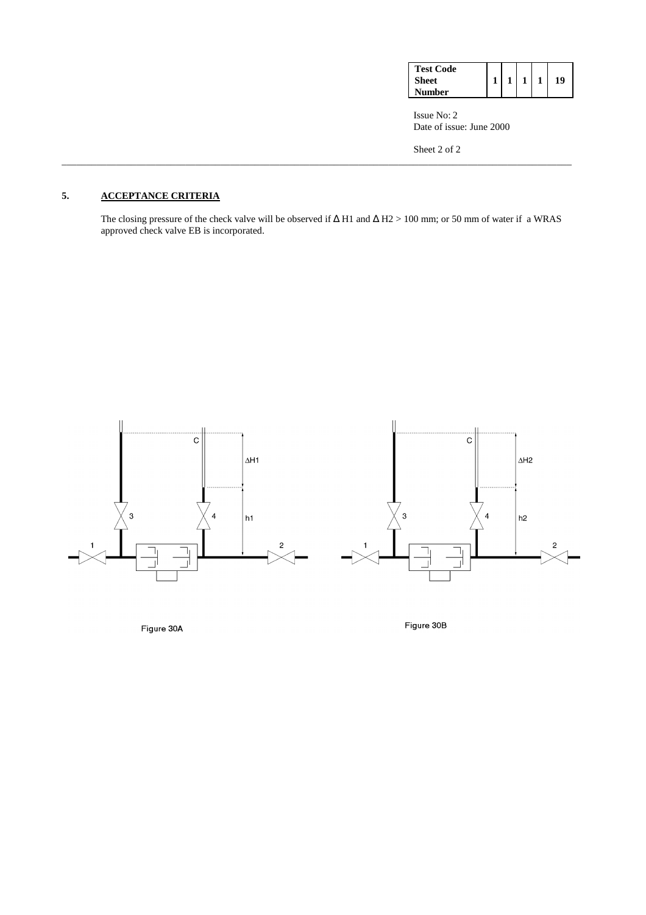## 5. ACCEPTANCE CRITERIA

The closing pressure of the check valve will be observed if $\Delta H1$ and $\Delta H2 > 100$ mm; or 50 mm of water if a WRAS approved check valve EB is incorporated.

C
ΔH1
3
4
h1
1
2

Figure 30A

C
ΔH2
3
4
h2
1
2

Figure 30B